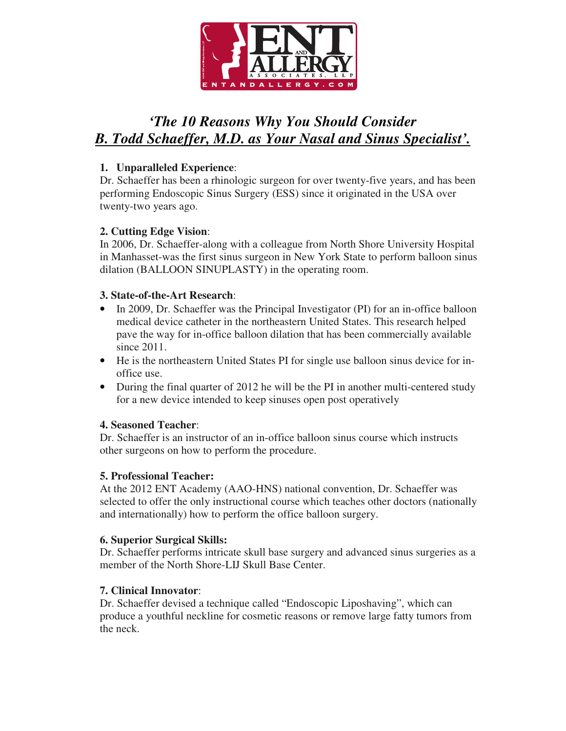# *'The 10 Reasons Why You Should Consider*
# ***B. Todd Schaeffer, M.D. as Your Nasal and Sinus Specialist'.***

1. **Unparalleled Experience**:
Dr. Schaeffer has been a rhinologic surgeon for over twenty-five years, and has been performing Endoscopic Sinus Surgery (ESS) since it originated in the USA over twenty-two years ago.

**2. Cutting Edge Vision**:
In 2006, Dr. Schaeffer-along with a colleague from North Shore University Hospital in Manhasset-was the first sinus surgeon in New York State to perform balloon sinus dilation (BALLOON SINUPLASTY) in the operating room.

**3. State-of-the-Art Research**:

- In 2009, Dr. Schaeffer was the Principal Investigator (PI) for an in-office balloon medical device catheter in the northeastern United States. This research helped pave the way for in-office balloon dilation that has been commercially available since 2011.
- He is the northeastern United States PI for single use balloon sinus device for in-office use.
- During the final quarter of 2012 he will be the PI in another multi-centered study for a new device intended to keep sinuses open post operatively

**4. Seasoned Teacher**:
Dr. Schaeffer is an instructor of an in-office balloon sinus course which instructs other surgeons on how to perform the procedure.

**5. Professional Teacher:**
At the 2012 ENT Academy (AAO-HNS) national convention, Dr. Schaeffer was selected to offer the only instructional course which teaches other doctors (nationally and internationally) how to perform the office balloon surgery.

**6. Superior Surgical Skills:**
Dr. Schaeffer performs intricate skull base surgery and advanced sinus surgeries as a member of the North Shore-LIJ Skull Base Center.

**7. Clinical Innovator**:
Dr. Schaeffer devised a technique called "Endoscopic Liposhaving", which can produce a youthful neckline for cosmetic reasons or remove large fatty tumors from the neck.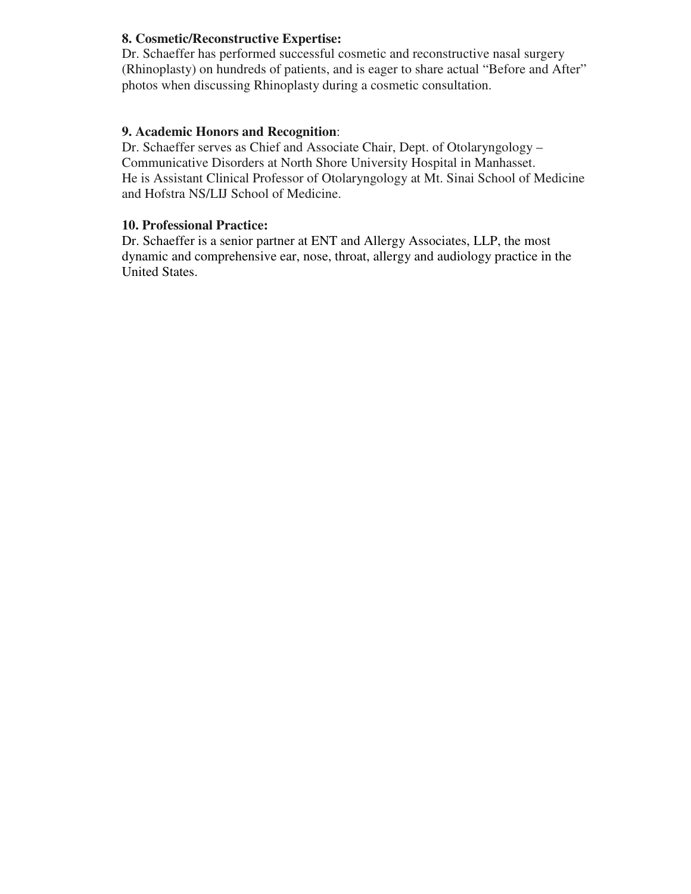**8. Cosmetic/Reconstructive Expertise:**
Dr. Schaeffer has performed successful cosmetic and reconstructive nasal surgery (Rhinoplasty) on hundreds of patients, and is eager to share actual "Before and After" photos when discussing Rhinoplasty during a cosmetic consultation.

**9. Academic Honors and Recognition**:
Dr. Schaeffer serves as Chief and Associate Chair, Dept. of Otolaryngology – Communicative Disorders at North Shore University Hospital in Manhasset.
He is Assistant Clinical Professor of Otolaryngology at Mt. Sinai School of Medicine and Hofstra NS/LIJ School of Medicine.

**10. Professional Practice:**
Dr. Schaeffer is a senior partner at ENT and Allergy Associates, LLP, the most dynamic and comprehensive ear, nose, throat, allergy and audiology practice in the United States.